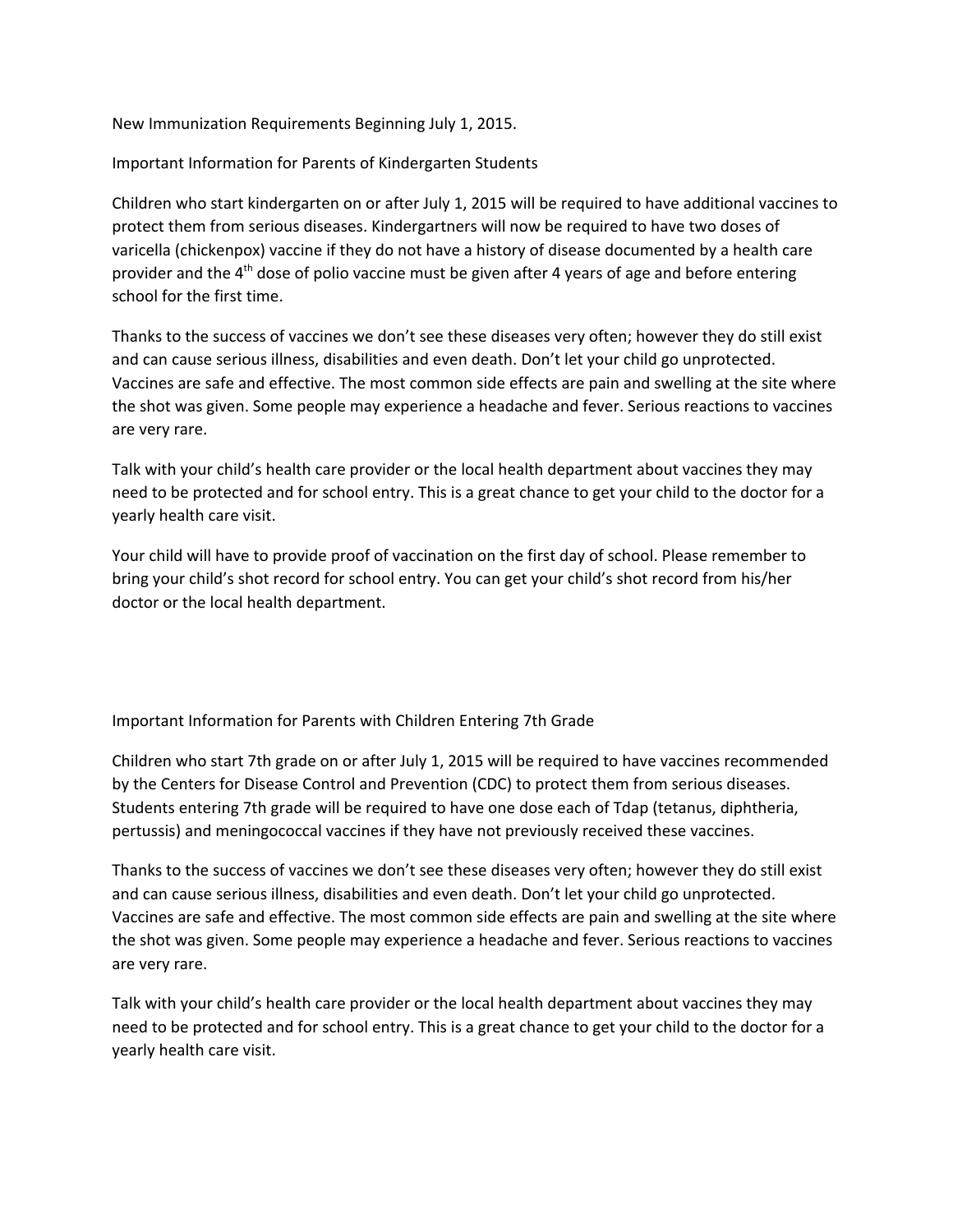New Immunization Requirements Beginning July 1, 2015.

Important Information for Parents of Kindergarten Students

Children who start kindergarten on or after July 1, 2015 will be required to have additional vaccines to protect them from serious diseases. Kindergartners will now be required to have two doses of varicella (chickenpox) vaccine if they do not have a history of disease documented by a health care provider and the 4th dose of polio vaccine must be given after 4 years of age and before entering school for the first time.

Thanks to the success of vaccines we don't see these diseases very often; however they do still exist and can cause serious illness, disabilities and even death. Don't let your child go unprotected. Vaccines are safe and effective. The most common side effects are pain and swelling at the site where the shot was given. Some people may experience a headache and fever. Serious reactions to vaccines are very rare.

Talk with your child's health care provider or the local health department about vaccines they may need to be protected and for school entry. This is a great chance to get your child to the doctor for a yearly health care visit.

Your child will have to provide proof of vaccination on the first day of school. Please remember to bring your child's shot record for school entry. You can get your child's shot record from his/her doctor or the local health department.

Important Information for Parents with Children Entering 7th Grade

Children who start 7th grade on or after July 1, 2015 will be required to have vaccines recommended by the Centers for Disease Control and Prevention (CDC) to protect them from serious diseases. Students entering 7th grade will be required to have one dose each of Tdap (tetanus, diphtheria, pertussis) and meningococcal vaccines if they have not previously received these vaccines.

Thanks to the success of vaccines we don't see these diseases very often; however they do still exist and can cause serious illness, disabilities and even death. Don't let your child go unprotected. Vaccines are safe and effective. The most common side effects are pain and swelling at the site where the shot was given. Some people may experience a headache and fever. Serious reactions to vaccines are very rare.

Talk with your child's health care provider or the local health department about vaccines they may need to be protected and for school entry. This is a great chance to get your child to the doctor for a yearly health care visit.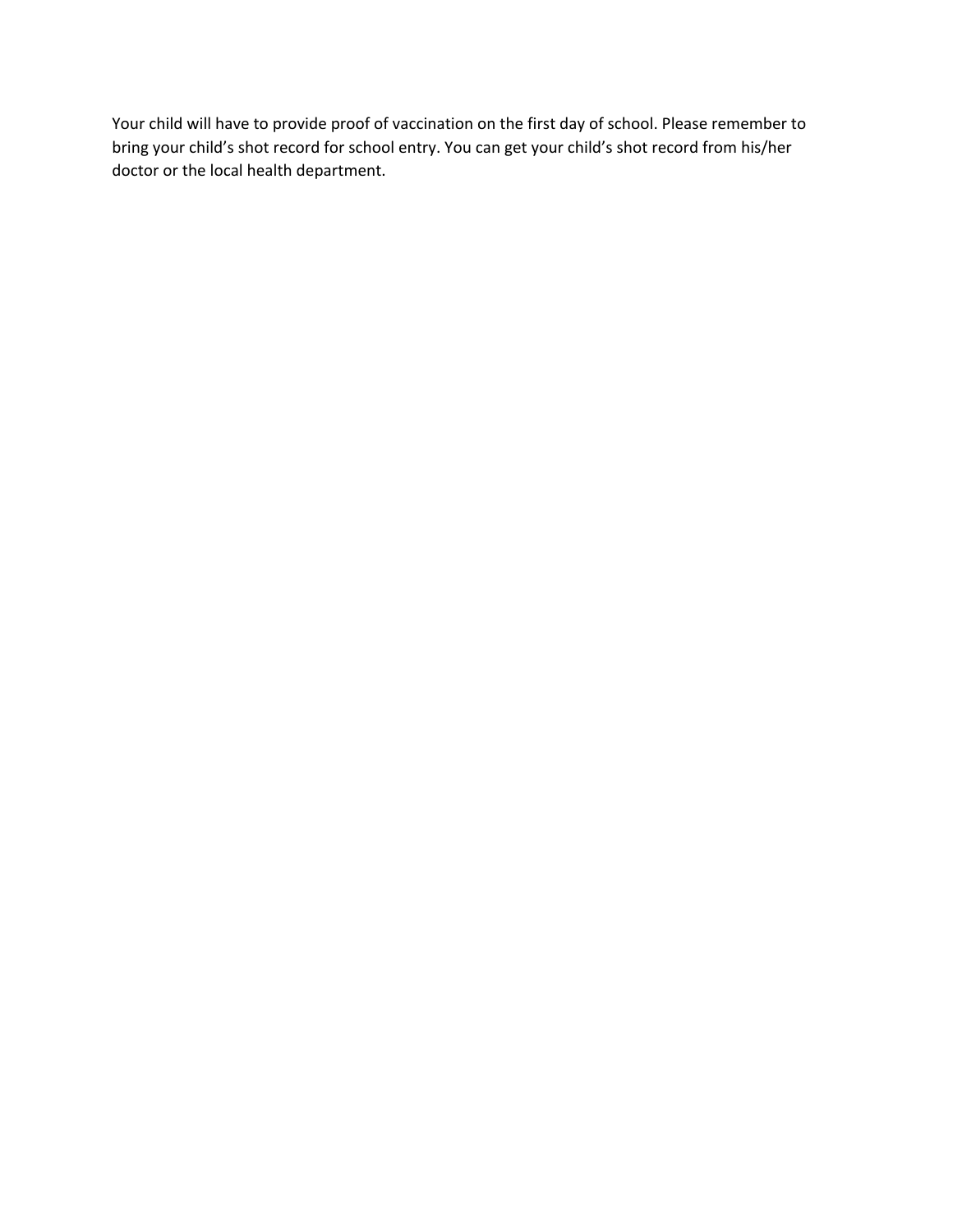Your child will have to provide proof of vaccination on the first day of school. Please remember to bring your child's shot record for school entry. You can get your child's shot record from his/her doctor or the local health department.